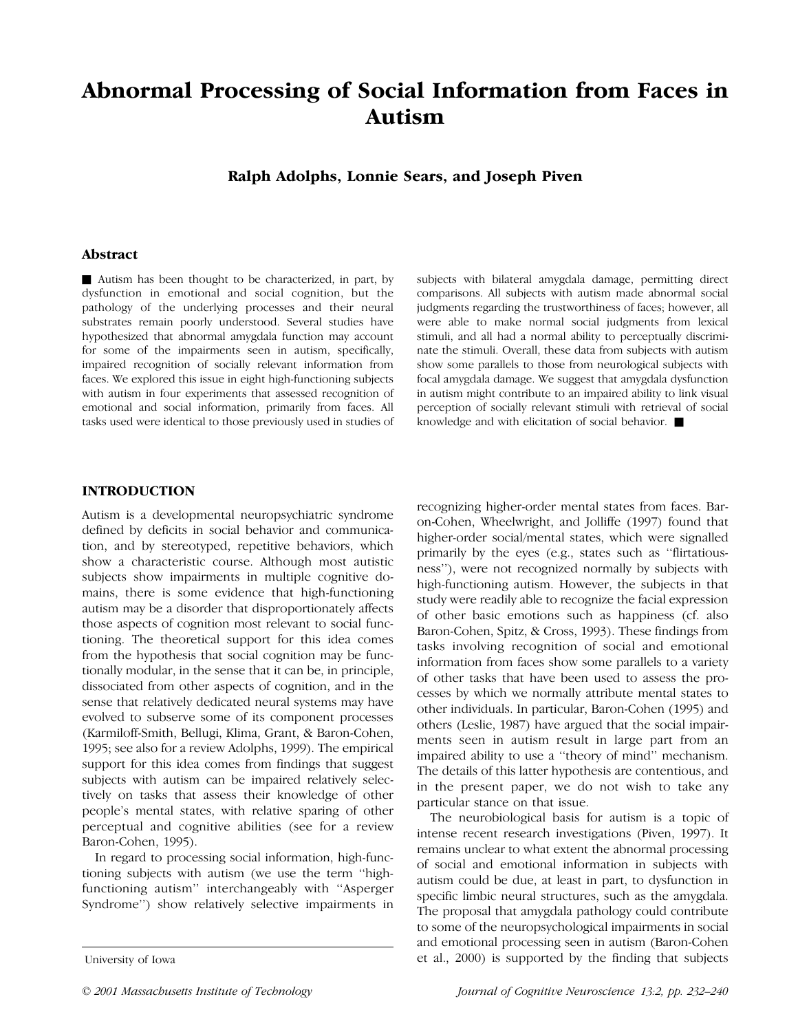# Abnormal Processing of Social Information from Faces in Autism

**Ralph Adolphs, Lonnie Sears, and Joseph Piven**

## Abstract

■ Autism has been thought to be characterized, in part, by dysfunction in emotional and social cognition, but the pathology of the underlying processes and their neural substrates remain poorly understood. Several studies have hypothesized that abnormal amygdala function may account for some of the impairments seen in autism, specifically, impaired recognition of socially relevant information from faces. We explored this issue in eight high-functioning subjects with autism in four experiments that assessed recognition of emotional and social information, primarily from faces. All tasks used were identical to those previously used in studies of subjects with bilateral amygdala damage, permitting direct comparisons. All subjects with autism made abnormal social judgments regarding the trustworthiness of faces; however, all were able to make normal social judgments from lexical stimuli, and all had a normal ability to perceptually discriminate the stimuli. Overall, these data from subjects with autism show some parallels to those from neurological subjects with focal amygdala damage. We suggest that amygdala dysfunction in autism might contribute to an impaired ability to link visual perception of socially relevant stimuli with retrieval of social knowledge and with elicitation of social behavior. ■

## INTRODUCTION

Autism is a developmental neuropsychiatric syndrome defined by deficits in social behavior and communication, and by stereotyped, repetitive behaviors, which show a characteristic course. Although most autistic subjects show impairments in multiple cognitive domains, there is some evidence that high-functioning autism may be a disorder that disproportionately affects those aspects of cognition most relevant to social functioning. The theoretical support for this idea comes from the hypothesis that social cognition may be functionally modular, in the sense that it can be, in principle, dissociated from other aspects of cognition, and in the sense that relatively dedicated neural systems may have evolved to subserve some of its component processes (Karmiloff-Smith, Bellugi, Klima, Grant, & Baron-Cohen, 1995; see also for a review Adolphs, 1999). The empirical support for this idea comes from findings that suggest subjects with autism can be impaired relatively selectively on tasks that assess their knowledge of other people's mental states, with relative sparing of other perceptual and cognitive abilities (see for a review Baron-Cohen, 1995).

In regard to processing social information, high-functioning subjects with autism (we use the term "high-functioning autism" interchangeably with "Asperger Syndrome") show relatively selective impairments in recognizing higher-order mental states from faces. Baron-Cohen, Wheelwright, and Jolliffe (1997) found that higher-order social/mental states, which were signalled primarily by the eyes (e.g., states such as "flirtatiousness"), were not recognized normally by subjects with high-functioning autism. However, the subjects in that study were readily able to recognize the facial expression of other basic emotions such as happiness (cf. also Baron-Cohen, Spitz, & Cross, 1993). These findings from tasks involving recognition of social and emotional information from faces show some parallels to a variety of other tasks that have been used to assess the processes by which we normally attribute mental states to other individuals. In particular, Baron-Cohen (1995) and others (Leslie, 1987) have argued that the social impairments seen in autism result in large part from an impaired ability to use a "theory of mind" mechanism. The details of this latter hypothesis are contentious, and in the present paper, we do not wish to take any particular stance on that issue.

The neurobiological basis for autism is a topic of intense recent research investigations (Piven, 1997). It remains unclear to what extent the abnormal processing of social and emotional information in subjects with autism could be due, at least in part, to dysfunction in specific limbic neural structures, such as the amygdala. The proposal that amygdala pathology could contribute to some of the neuropsychological impairments in social and emotional processing seen in autism (Baron-Cohen et al., 2000) is supported by the finding that subjects

University of Iowa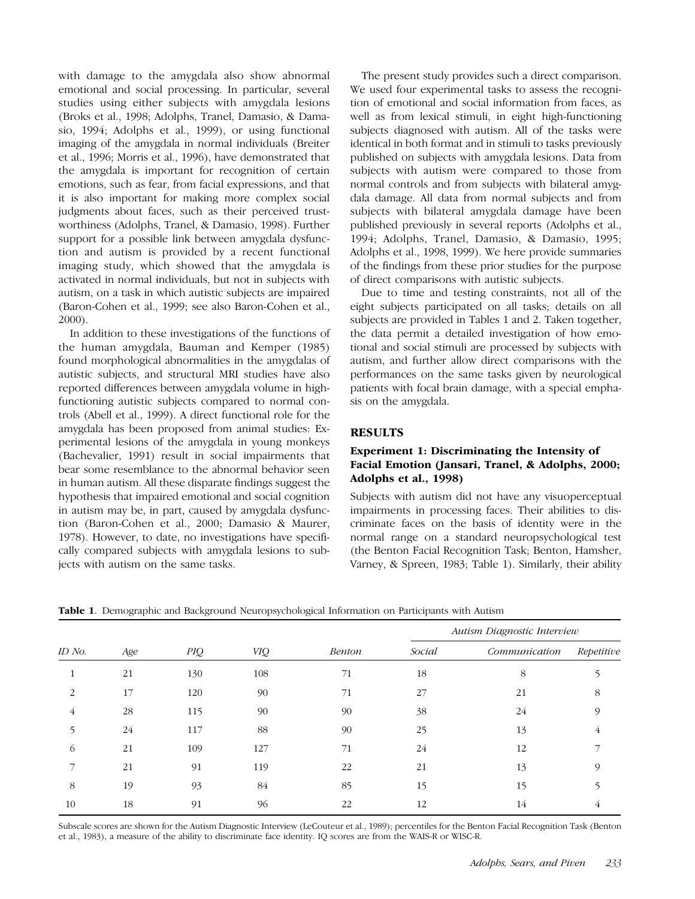with damage to the amygdala also show abnormal emotional and social processing. In particular, several studies using either subjects with amygdala lesions (Broks et al., 1998; Adolphs, Tranel, Damasio, & Damasio, 1994; Adolphs et al., 1999), or using functional imaging of the amygdala in normal individuals (Breiter et al., 1996; Morris et al., 1996), have demonstrated that the amygdala is important for recognition of certain emotions, such as fear, from facial expressions, and that it is also important for making more complex social judgments about faces, such as their perceived trustworthiness (Adolphs, Tranel, & Damasio, 1998). Further support for a possible link between amygdala dysfunction and autism is provided by a recent functional imaging study, which showed that the amygdala is activated in normal individuals, but not in subjects with autism, on a task in which autistic subjects are impaired (Baron-Cohen et al., 1999; see also Baron-Cohen et al., 2000).

In addition to these investigations of the functions of the human amygdala, Bauman and Kemper (1985) found morphological abnormalities in the amygdalas of autistic subjects, and structural MRI studies have also reported differences between amygdala volume in high-functioning autistic subjects compared to normal controls (Abell et al., 1999). A direct functional role for the amygdala has been proposed from animal studies: Experimental lesions of the amygdala in young monkeys (Bachevalier, 1991) result in social impairments that bear some resemblance to the abnormal behavior seen in human autism. All these disparate findings suggest the hypothesis that impaired emotional and social cognition in autism may be, in part, caused by amygdala dysfunction (Baron-Cohen et al., 2000; Damasio & Maurer, 1978). However, to date, no investigations have specifically compared subjects with amygdala lesions to subjects with autism on the same tasks.

The present study provides such a direct comparison. We used four experimental tasks to assess the recognition of emotional and social information from faces, as well as from lexical stimuli, in eight high-functioning subjects diagnosed with autism. All of the tasks were identical in both format and in stimuli to tasks previously published on subjects with amygdala lesions. Data from subjects with autism were compared to those from normal controls and from subjects with bilateral amygdala damage. All data from normal subjects and from subjects with bilateral amygdala damage have been published previously in several reports (Adolphs et al., 1994; Adolphs, Tranel, Damasio, & Damasio, 1995; Adolphs et al., 1998, 1999). We here provide summaries of the findings from these prior studies for the purpose of direct comparisons with autistic subjects.

Due to time and testing constraints, not all of the eight subjects participated on all tasks; details on all subjects are provided in Tables 1 and 2. Taken together, the data permit a detailed investigation of how emotional and social stimuli are processed by subjects with autism, and further allow direct comparisons with the performances on the same tasks given by neurological patients with focal brain damage, with a special emphasis on the amygdala.

## RESULTS

### Experiment 1: Discriminating the Intensity of Facial Emotion (Jansari, Tranel, & Adolphs, 2000; Adolphs et al., 1998)

Subjects with autism did not have any visuoperceptual impairments in processing faces. Their abilities to discriminate faces on the basis of identity were in the normal range on a standard neuropsychological test (the Benton Facial Recognition Task; Benton, Hamsher, Varney, & Spreen, 1983; Table 1). Similarly, their ability

**Table 1.** Demographic and Background Neuropsychological Information on Participants with Autism

| | | | | | Autism Diagnostic Interview | | |
|---|---|---|---|---|---|---|---|
| *ID No.* | *Age* | *PIQ* | *VIQ* | *Benton* | *Social* | *Communication* | *Repetitive* |
| 1 | 21 | 130 | 108 | 71 | 18 | 8 | 5 |
| 2 | 17 | 120 | 90 | 71 | 27 | 21 | 8 |
| 4 | 28 | 115 | 90 | 90 | 38 | 24 | 9 |
| 5 | 24 | 117 | 88 | 90 | 25 | 13 | 4 |
| 6 | 21 | 109 | 127 | 71 | 24 | 12 | 7 |
| 7 | 21 | 91 | 119 | 22 | 21 | 13 | 9 |
| 8 | 19 | 93 | 84 | 85 | 15 | 15 | 5 |
| 10 | 18 | 91 | 96 | 22 | 12 | 14 | 4 |

Subscale scores are shown for the Autism Diagnostic Interview (LeCouteur et al., 1989); percentiles for the Benton Facial Recognition Task (Benton et al., 1983), a measure of the ability to discriminate face identity. IQ scores are from the WAIS-R or WISC-R.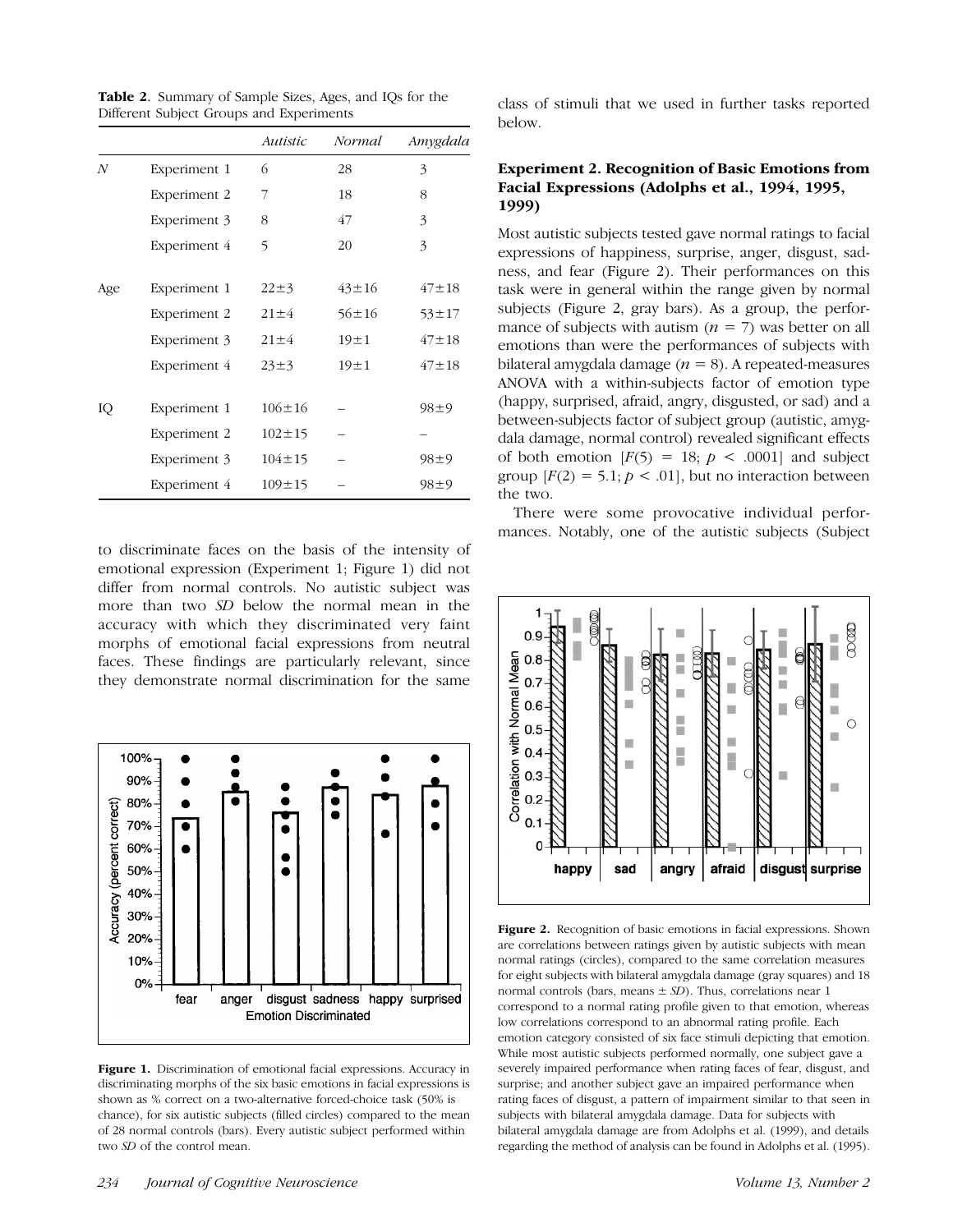**Table 2.** Summary of Sample Sizes, Ages, and IQs for the Different Subject Groups and Experiments

| | | *Autistic* | *Normal* | *Amygdala* |
|---|---|---|---|---|
| *N* | Experiment 1 | 6 | 28 | 3 |
| | Experiment 2 | 7 | 18 | 8 |
| | Experiment 3 | 8 | 47 | 3 |
| | Experiment 4 | 5 | 20 | 3 |
| Age | Experiment 1 | 22±3 | 43±16 | 47±18 |
| | Experiment 2 | 21±4 | 56±16 | 53±17 |
| | Experiment 3 | 21±4 | 19±1 | 47±18 |
| | Experiment 4 | 23±3 | 19±1 | 47±18 |
| IQ | Experiment 1 | 106±16 | – | 98±9 |
| | Experiment 2 | 102±15 | – | – |
| | Experiment 3 | 104±15 | – | 98±9 |
| | Experiment 4 | 109±15 | – | 98±9 |

to discriminate faces on the basis of the intensity of emotional expression (Experiment 1; Figure 1) did not differ from normal controls. No autistic subject was more than two *SD* below the normal mean in the accuracy with which they discriminated very faint morphs of emotional facial expressions from neutral faces. These findings are particularly relevant, since they demonstrate normal discrimination for the same class of stimuli that we used in further tasks reported below.

**Figure 1.** Discrimination of emotional facial expressions. Accuracy in discriminating morphs of the six basic emotions in facial expressions is shown as % correct on a two-alternative forced-choice task (50% is chance), for six autistic subjects (filled circles) compared to the mean of 28 normal controls (bars). Every autistic subject performed within two *SD* of the control mean.

### Experiment 2. Recognition of Basic Emotions from Facial Expressions (Adolphs et al., 1994, 1995, 1999)

Most autistic subjects tested gave normal ratings to facial expressions of happiness, surprise, anger, disgust, sadness, and fear (Figure 2). Their performances on this task were in general within the range given by normal subjects (Figure 2, gray bars). As a group, the performance of subjects with autism ($n = 7$) was better on all emotions than were the performances of subjects with bilateral amygdala damage ($n = 8$). A repeated-measures ANOVA with a within-subjects factor of emotion type (happy, surprised, afraid, angry, disgusted, or sad) and a between-subjects factor of subject group (autistic, amygdala damage, normal control) revealed significant effects of both emotion [$F(5) = 18$; $p < .0001$] and subject group [$F(2) = 5.1$; $p < .01$], but no interaction between the two.

There were some provocative individual performances. Notably, one of the autistic subjects (Subject

**Figure 2.** Recognition of basic emotions in facial expressions. Shown are correlations between ratings given by autistic subjects with mean normal ratings (circles), compared to the same correlation measures for eight subjects with bilateral amygdala damage (gray squares) and 18 normal controls (bars, means ± *SD*). Thus, correlations near 1 correspond to a normal rating profile given to that emotion, whereas low correlations correspond to an abnormal rating profile. Each emotion category consisted of six face stimuli depicting that emotion. While most autistic subjects performed normally, one subject gave a severely impaired performance when rating faces of fear, disgust, and surprise; and another subject gave an impaired performance when rating faces of disgust, a pattern of impairment similar to that seen in subjects with bilateral amygdala damage. Data for subjects with bilateral amygdala damage are from Adolphs et al. (1999), and details regarding the method of analysis can be found in Adolphs et al. (1995).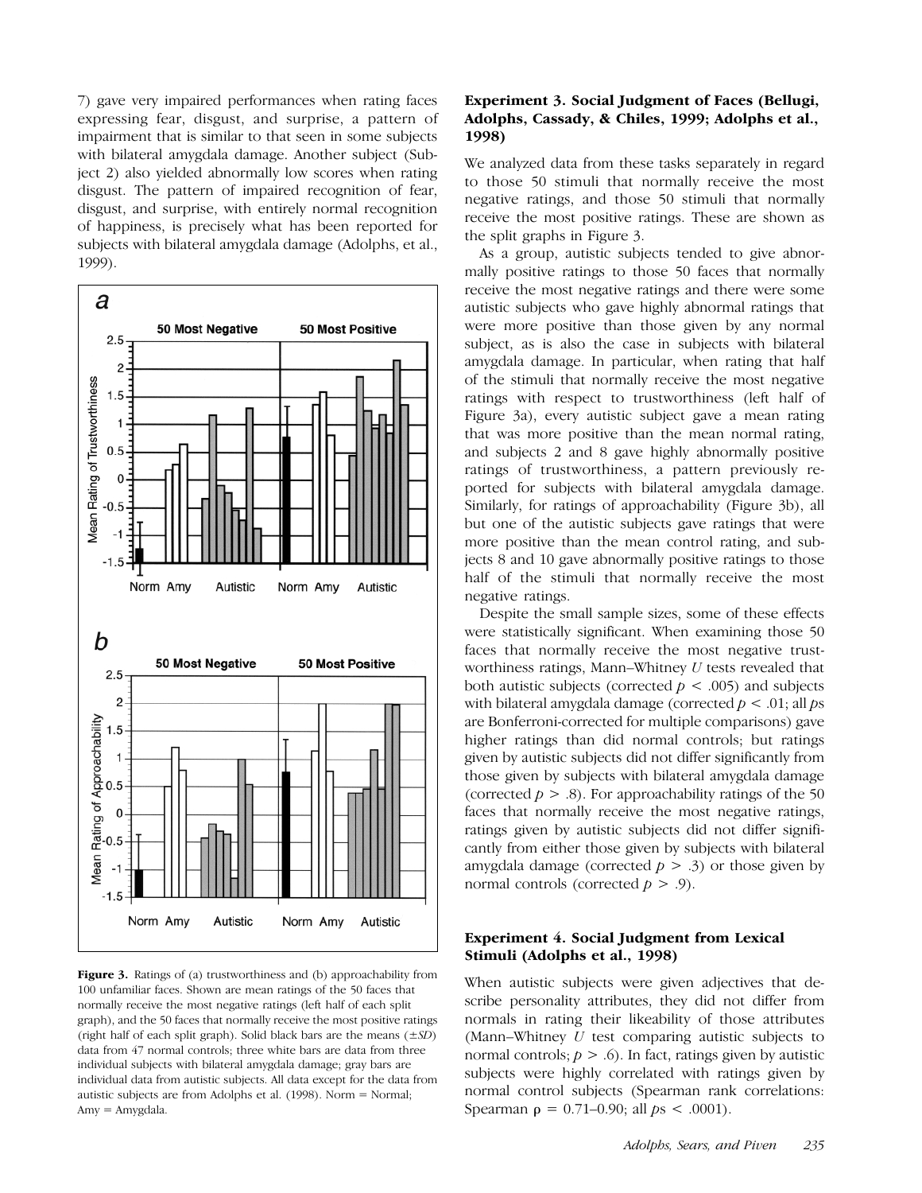7) gave very impaired performances when rating faces expressing fear, disgust, and surprise, a pattern of impairment that is similar to that seen in some subjects with bilateral amygdala damage. Another subject (Subject 2) also yielded abnormally low scores when rating disgust. The pattern of impaired recognition of fear, disgust, and surprise, with entirely normal recognition of happiness, is precisely what has been reported for subjects with bilateral amygdala damage (Adolphs, et al., 1999).

**Figure 3.** Ratings of (a) trustworthiness and (b) approachability from 100 unfamiliar faces. Shown are mean ratings of the 50 faces that normally receive the most negative ratings (left half of each split graph), and the 50 faces that normally receive the most positive ratings (right half of each split graph). Solid black bars are the means ($\pm SD$) data from 47 normal controls; three white bars are data from three individual subjects with bilateral amygdala damage; gray bars are individual data from autistic subjects. All data except for the data from autistic subjects are from Adolphs et al. (1998). Norm = Normal; Amy = Amygdala.

### Experiment 3. Social Judgment of Faces (Bellugi, Adolphs, Cassady, & Chiles, 1999; Adolphs et al., 1998)

We analyzed data from these tasks separately in regard to those 50 stimuli that normally receive the most negative ratings, and those 50 stimuli that normally receive the most positive ratings. These are shown as the split graphs in Figure 3.

As a group, autistic subjects tended to give abnormally positive ratings to those 50 faces that normally receive the most negative ratings and there were some autistic subjects who gave highly abnormal ratings that were more positive than those given by any normal subject, as is also the case in subjects with bilateral amygdala damage. In particular, when rating that half of the stimuli that normally receive the most negative ratings with respect to trustworthiness (left half of Figure 3a), every autistic subject gave a mean rating that was more positive than the mean normal rating, and subjects 2 and 8 gave highly abnormally positive ratings of trustworthiness, a pattern previously reported for subjects with bilateral amygdala damage. Similarly, for ratings of approachability (Figure 3b), all but one of the autistic subjects gave ratings that were more positive than the mean control rating, and subjects 8 and 10 gave abnormally positive ratings to those half of the stimuli that normally receive the most negative ratings.

Despite the small sample sizes, some of these effects were statistically significant. When examining those 50 faces that normally receive the most negative trustworthiness ratings, Mann–Whitney $U$ tests revealed that both autistic subjects (corrected $p < .005$) and subjects with bilateral amygdala damage (corrected $p < .01$; all $p$s are Bonferroni-corrected for multiple comparisons) gave higher ratings than did normal controls; but ratings given by autistic subjects did not differ significantly from those given by subjects with bilateral amygdala damage (corrected $p > .8$). For approachability ratings of the 50 faces that normally receive the most negative ratings, ratings given by autistic subjects did not differ significantly from either those given by subjects with bilateral amygdala damage (corrected $p > .3$) or those given by normal controls (corrected $p > .9$).

### Experiment 4. Social Judgment from Lexical Stimuli (Adolphs et al., 1998)

When autistic subjects were given adjectives that describe personality attributes, they did not differ from normals in rating their likeability of those attributes (Mann–Whitney $U$ test comparing autistic subjects to normal controls; $p > .6$). In fact, ratings given by autistic subjects were highly correlated with ratings given by normal control subjects (Spearman rank correlations: Spearman $\rho = 0.71$–$0.90$; all $p$s $< .0001$).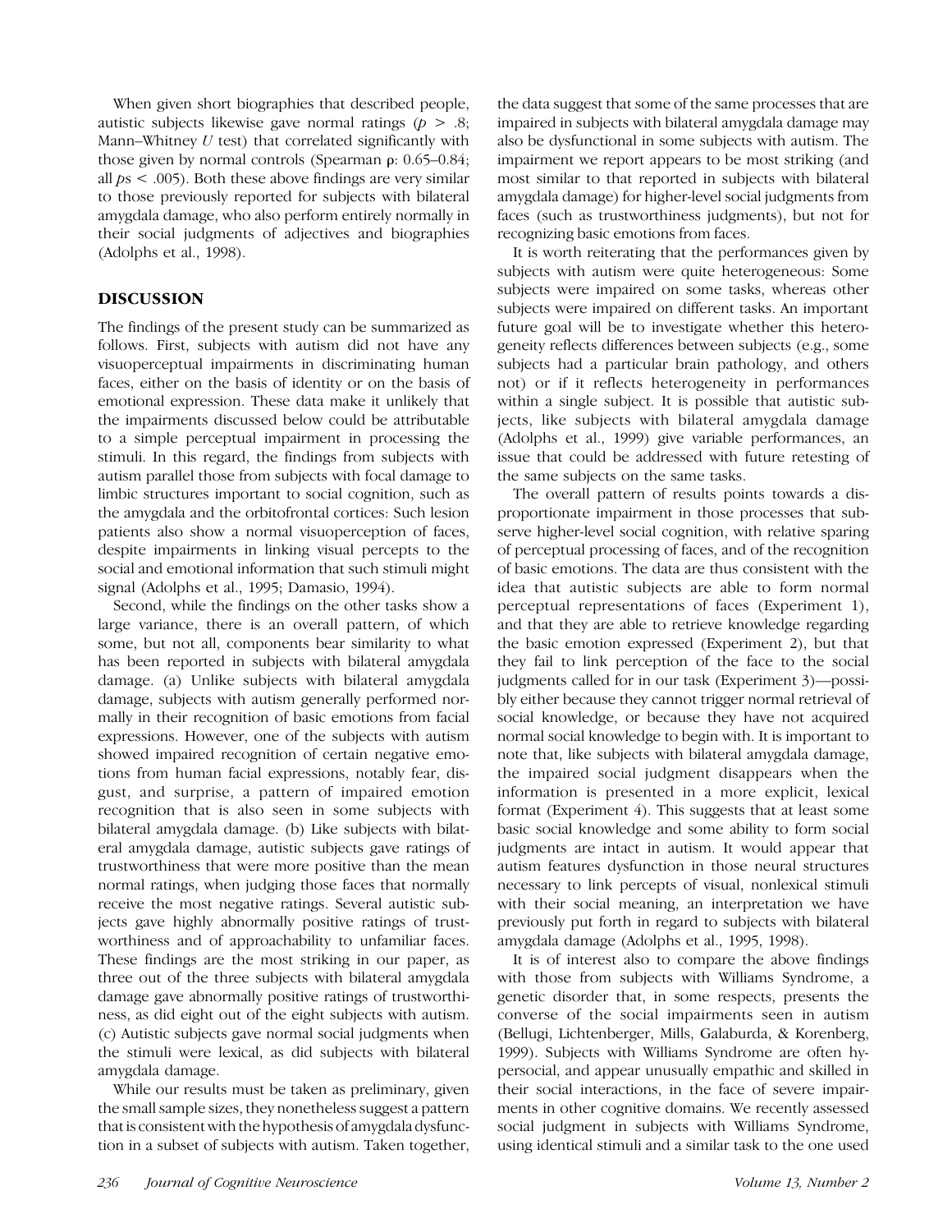When given short biographies that described people, autistic subjects likewise gave normal ratings ($p > .8$; Mann–Whitney $U$ test) that correlated significantly with those given by normal controls (Spearman $\rho$: 0.65–0.84; all $ps < .005$). Both these above findings are very similar to those previously reported for subjects with bilateral amygdala damage, who also perform entirely normally in their social judgments of adjectives and biographies (Adolphs et al., 1998).

## DISCUSSION

The findings of the present study can be summarized as follows. First, subjects with autism did not have any visuoperceptual impairments in discriminating human faces, either on the basis of identity or on the basis of emotional expression. These data make it unlikely that the impairments discussed below could be attributable to a simple perceptual impairment in processing the stimuli. In this regard, the findings from subjects with autism parallel those from subjects with focal damage to limbic structures important to social cognition, such as the amygdala and the orbitofrontal cortices: Such lesion patients also show a normal visuoperception of faces, despite impairments in linking visual percepts to the social and emotional information that such stimuli might signal (Adolphs et al., 1995; Damasio, 1994).

Second, while the findings on the other tasks show a large variance, there is an overall pattern, of which some, but not all, components bear similarity to what has been reported in subjects with bilateral amygdala damage. (a) Unlike subjects with bilateral amygdala damage, subjects with autism generally performed normally in their recognition of basic emotions from facial expressions. However, one of the subjects with autism showed impaired recognition of certain negative emotions from human facial expressions, notably fear, disgust, and surprise, a pattern of impaired emotion recognition that is also seen in some subjects with bilateral amygdala damage. (b) Like subjects with bilateral amygdala damage, autistic subjects gave ratings of trustworthiness that were more positive than the mean normal ratings, when judging those faces that normally receive the most negative ratings. Several autistic subjects gave highly abnormally positive ratings of trustworthiness and of approachability to unfamiliar faces. These findings are the most striking in our paper, as three out of the three subjects with bilateral amygdala damage gave abnormally positive ratings of trustworthiness, as did eight out of the eight subjects with autism. (c) Autistic subjects gave normal social judgments when the stimuli were lexical, as did subjects with bilateral amygdala damage.

While our results must be taken as preliminary, given the small sample sizes, they nonetheless suggest a pattern that is consistent with the hypothesis of amygdala dysfunction in a subset of subjects with autism. Taken together, the data suggest that some of the same processes that are impaired in subjects with bilateral amygdala damage may also be dysfunctional in some subjects with autism. The impairment we report appears to be most striking (and most similar to that reported in subjects with bilateral amygdala damage) for higher-level social judgments from faces (such as trustworthiness judgments), but not for recognizing basic emotions from faces.

It is worth reiterating that the performances given by subjects with autism were quite heterogeneous: Some subjects were impaired on some tasks, whereas other subjects were impaired on different tasks. An important future goal will be to investigate whether this heterogeneity reflects differences between subjects (e.g., some subjects had a particular brain pathology, and others not) or if it reflects heterogeneity in performances within a single subject. It is possible that autistic subjects, like subjects with bilateral amygdala damage (Adolphs et al., 1999) give variable performances, an issue that could be addressed with future retesting of the same subjects on the same tasks.

The overall pattern of results points towards a disproportionate impairment in those processes that subserve higher-level social cognition, with relative sparing of perceptual processing of faces, and of the recognition of basic emotions. The data are thus consistent with the idea that autistic subjects are able to form normal perceptual representations of faces (Experiment 1), and that they are able to retrieve knowledge regarding the basic emotion expressed (Experiment 2), but that they fail to link perception of the face to the social judgments called for in our task (Experiment 3)—possibly either because they cannot trigger normal retrieval of social knowledge, or because they have not acquired normal social knowledge to begin with. It is important to note that, like subjects with bilateral amygdala damage, the impaired social judgment disappears when the information is presented in a more explicit, lexical format (Experiment 4). This suggests that at least some basic social knowledge and some ability to form social judgments are intact in autism. It would appear that autism features dysfunction in those neural structures necessary to link percepts of visual, nonlexical stimuli with their social meaning, an interpretation we have previously put forth in regard to subjects with bilateral amygdala damage (Adolphs et al., 1995, 1998).

It is of interest also to compare the above findings with those from subjects with Williams Syndrome, a genetic disorder that, in some respects, presents the converse of the social impairments seen in autism (Bellugi, Lichtenberger, Mills, Galaburda, & Korenberg, 1999). Subjects with Williams Syndrome are often hypersocial, and appear unusually empathic and skilled in their social interactions, in the face of severe impairments in other cognitive domains. We recently assessed social judgment in subjects with Williams Syndrome, using identical stimuli and a similar task to the one used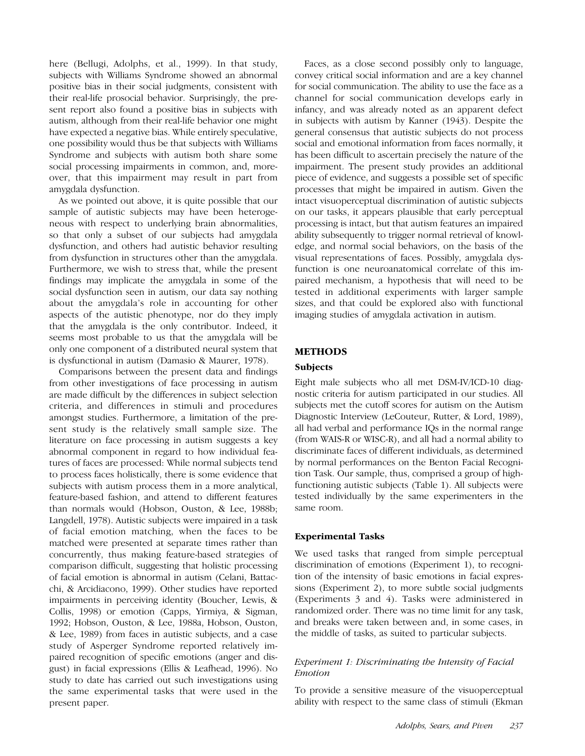here (Bellugi, Adolphs, et al., 1999). In that study, subjects with Williams Syndrome showed an abnormal positive bias in their social judgments, consistent with their real-life prosocial behavior. Surprisingly, the present report also found a positive bias in subjects with autism, although from their real-life behavior one might have expected a negative bias. While entirely speculative, one possibility would thus be that subjects with Williams Syndrome and subjects with autism both share some social processing impairments in common, and, moreover, that this impairment may result in part from amygdala dysfunction.

As we pointed out above, it is quite possible that our sample of autistic subjects may have been heterogeneous with respect to underlying brain abnormalities, so that only a subset of our subjects had amygdala dysfunction, and others had autistic behavior resulting from dysfunction in structures other than the amygdala. Furthermore, we wish to stress that, while the present findings may implicate the amygdala in some of the social dysfunction seen in autism, our data say nothing about the amygdala's role in accounting for other aspects of the autistic phenotype, nor do they imply that the amygdala is the only contributor. Indeed, it seems most probable to us that the amygdala will be only one component of a distributed neural system that is dysfunctional in autism (Damasio & Maurer, 1978).

Comparisons between the present data and findings from other investigations of face processing in autism are made difficult by the differences in subject selection criteria, and differences in stimuli and procedures amongst studies. Furthermore, a limitation of the present study is the relatively small sample size. The literature on face processing in autism suggests a key abnormal component in regard to how individual features of faces are processed: While normal subjects tend to process faces holistically, there is some evidence that subjects with autism process them in a more analytical, feature-based fashion, and attend to different features than normals would (Hobson, Ouston, & Lee, 1988b; Langdell, 1978). Autistic subjects were impaired in a task of facial emotion matching, when the faces to be matched were presented at separate times rather than concurrently, thus making feature-based strategies of comparison difficult, suggesting that holistic processing of facial emotion is abnormal in autism (Celani, Battacchi, & Arcidiacono, 1999). Other studies have reported impairments in perceiving identity (Boucher, Lewis, & Collis, 1998) or emotion (Capps, Yirmiya, & Sigman, 1992; Hobson, Ouston, & Lee, 1988a, Hobson, Ouston, & Lee, 1989) from faces in autistic subjects, and a case study of Asperger Syndrome reported relatively impaired recognition of specific emotions (anger and disgust) in facial expressions (Ellis & Leafhead, 1996). No study to date has carried out such investigations using the same experimental tasks that were used in the present paper.

Faces, as a close second possibly only to language, convey critical social information and are a key channel for social communication. The ability to use the face as a channel for social communication develops early in infancy, and was already noted as an apparent defect in subjects with autism by Kanner (1943). Despite the general consensus that autistic subjects do not process social and emotional information from faces normally, it has been difficult to ascertain precisely the nature of the impairment. The present study provides an additional piece of evidence, and suggests a possible set of specific processes that might be impaired in autism. Given the intact visuoperceptual discrimination of autistic subjects on our tasks, it appears plausible that early perceptual processing is intact, but that autism features an impaired ability subsequently to trigger normal retrieval of knowledge, and normal social behaviors, on the basis of the visual representations of faces. Possibly, amygdala dysfunction is one neuroanatomical correlate of this impaired mechanism, a hypothesis that will need to be tested in additional experiments with larger sample sizes, and that could be explored also with functional imaging studies of amygdala activation in autism.

## METHODS

### Subjects

Eight male subjects who all met DSM-IV/ICD-10 diagnostic criteria for autism participated in our studies. All subjects met the cutoff scores for autism on the Autism Diagnostic Interview (LeCouteur, Rutter, & Lord, 1989), all had verbal and performance IQs in the normal range (from WAIS-R or WISC-R), and all had a normal ability to discriminate faces of different individuals, as determined by normal performances on the Benton Facial Recognition Task. Our sample, thus, comprised a group of high-functioning autistic subjects (Table 1). All subjects were tested individually by the same experimenters in the same room.

### Experimental Tasks

We used tasks that ranged from simple perceptual discrimination of emotions (Experiment 1), to recognition of the intensity of basic emotions in facial expressions (Experiment 2), to more subtle social judgments (Experiments 3 and 4). Tasks were administered in randomized order. There was no time limit for any task, and breaks were taken between and, in some cases, in the middle of tasks, as suited to particular subjects.

#### *Experiment 1: Discriminating the Intensity of Facial Emotion*

To provide a sensitive measure of the visuoperceptual ability with respect to the same class of stimuli (Ekman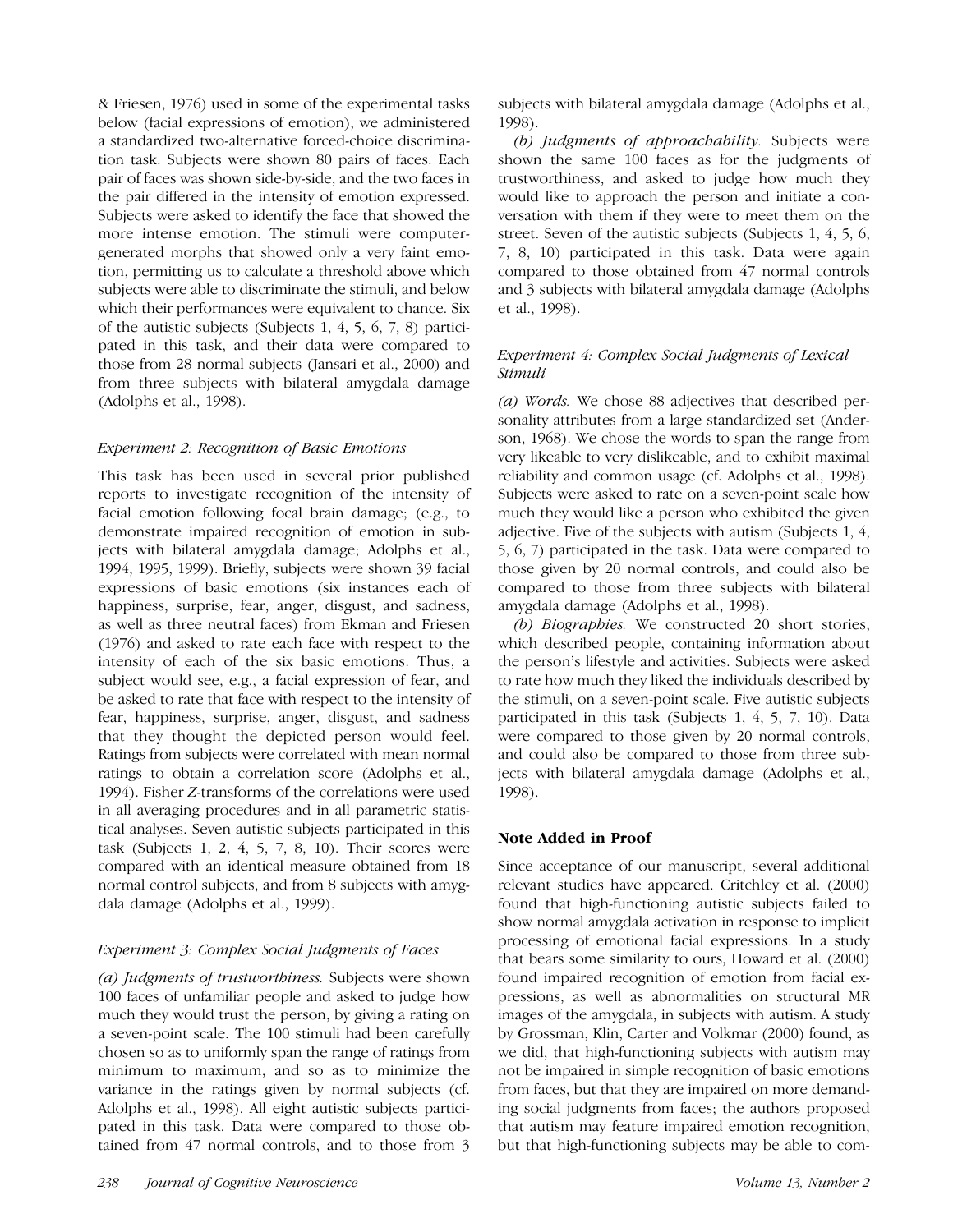& Friesen, 1976) used in some of the experimental tasks below (facial expressions of emotion), we administered a standardized two-alternative forced-choice discrimination task. Subjects were shown 80 pairs of faces. Each pair of faces was shown side-by-side, and the two faces in the pair differed in the intensity of emotion expressed. Subjects were asked to identify the face that showed the more intense emotion. The stimuli were computer-generated morphs that showed only a very faint emotion, permitting us to calculate a threshold above which subjects were able to discriminate the stimuli, and below which their performances were equivalent to chance. Six of the autistic subjects (Subjects 1, 4, 5, 6, 7, 8) participated in this task, and their data were compared to those from 28 normal subjects (Jansari et al., 2000) and from three subjects with bilateral amygdala damage (Adolphs et al., 1998).

### *Experiment 2: Recognition of Basic Emotions*

This task has been used in several prior published reports to investigate recognition of the intensity of facial emotion following focal brain damage; (e.g., to demonstrate impaired recognition of emotion in subjects with bilateral amygdala damage; Adolphs et al., 1994, 1995, 1999). Briefly, subjects were shown 39 facial expressions of basic emotions (six instances each of happiness, surprise, fear, anger, disgust, and sadness, as well as three neutral faces) from Ekman and Friesen (1976) and asked to rate each face with respect to the intensity of each of the six basic emotions. Thus, a subject would see, e.g., a facial expression of fear, and be asked to rate that face with respect to the intensity of fear, happiness, surprise, anger, disgust, and sadness that they thought the depicted person would feel. Ratings from subjects were correlated with mean normal ratings to obtain a correlation score (Adolphs et al., 1994). Fisher *Z*-transforms of the correlations were used in all averaging procedures and in all parametric statistical analyses. Seven autistic subjects participated in this task (Subjects 1, 2, 4, 5, 7, 8, 10). Their scores were compared with an identical measure obtained from 18 normal control subjects, and from 8 subjects with amygdala damage (Adolphs et al., 1999).

### *Experiment 3: Complex Social Judgments of Faces*

*(a) Judgments of trustworthiness.* Subjects were shown 100 faces of unfamiliar people and asked to judge how much they would trust the person, by giving a rating on a seven-point scale. The 100 stimuli had been carefully chosen so as to uniformly span the range of ratings from minimum to maximum, and so as to minimize the variance in the ratings given by normal subjects (cf. Adolphs et al., 1998). All eight autistic subjects participated in this task. Data were compared to those obtained from 47 normal controls, and to those from 3 subjects with bilateral amygdala damage (Adolphs et al., 1998).

*(b) Judgments of approachability.* Subjects were shown the same 100 faces as for the judgments of trustworthiness, and asked to judge how much they would like to approach the person and initiate a conversation with them if they were to meet them on the street. Seven of the autistic subjects (Subjects 1, 4, 5, 6, 7, 8, 10) participated in this task. Data were again compared to those obtained from 47 normal controls and 3 subjects with bilateral amygdala damage (Adolphs et al., 1998).

### *Experiment 4: Complex Social Judgments of Lexical Stimuli*

*(a) Words.* We chose 88 adjectives that described personality attributes from a large standardized set (Anderson, 1968). We chose the words to span the range from very likeable to very dislikeable, and to exhibit maximal reliability and common usage (cf. Adolphs et al., 1998). Subjects were asked to rate on a seven-point scale how much they would like a person who exhibited the given adjective. Five of the subjects with autism (Subjects 1, 4, 5, 6, 7) participated in the task. Data were compared to those given by 20 normal controls, and could also be compared to those from three subjects with bilateral amygdala damage (Adolphs et al., 1998).

*(b) Biographies.* We constructed 20 short stories, which described people, containing information about the person's lifestyle and activities. Subjects were asked to rate how much they liked the individuals described by the stimuli, on a seven-point scale. Five autistic subjects participated in this task (Subjects 1, 4, 5, 7, 10). Data were compared to those given by 20 normal controls, and could also be compared to those from three subjects with bilateral amygdala damage (Adolphs et al., 1998).

## Note Added in Proof

Since acceptance of our manuscript, several additional relevant studies have appeared. Critchley et al. (2000) found that high-functioning autistic subjects failed to show normal amygdala activation in response to implicit processing of emotional facial expressions. In a study that bears some similarity to ours, Howard et al. (2000) found impaired recognition of emotion from facial expressions, as well as abnormalities on structural MR images of the amygdala, in subjects with autism. A study by Grossman, Klin, Carter and Volkmar (2000) found, as we did, that high-functioning subjects with autism may not be impaired in simple recognition of basic emotions from faces, but that they are impaired on more demanding social judgments from faces; the authors proposed that autism may feature impaired emotion recognition, but that high-functioning subjects may be able to com-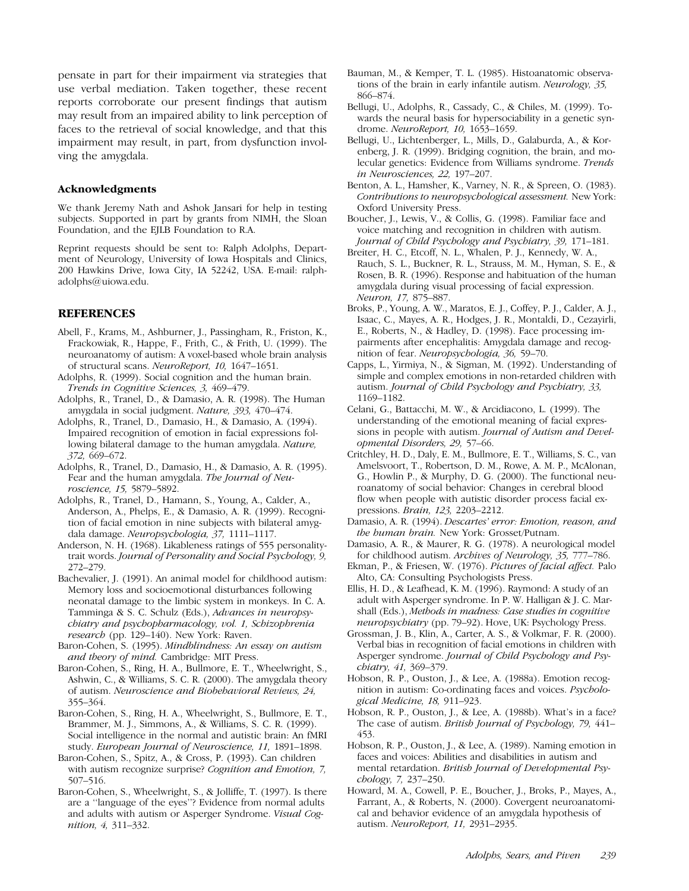pensate in part for their impairment via strategies that use verbal mediation. Taken together, these recent reports corroborate our present findings that autism may result from an impaired ability to link perception of faces to the retrieval of social knowledge, and that this impairment may result, in part, from dysfunction involving the amygdala.

### Acknowledgments

We thank Jeremy Nath and Ashok Jansari for help in testing subjects. Supported in part by grants from NIMH, the Sloan Foundation, and the EJLB Foundation to R.A.

Reprint requests should be sent to: Ralph Adolphs, Department of Neurology, University of Iowa Hospitals and Clinics, 200 Hawkins Drive, Iowa City, IA 52242, USA. E-mail: ralph-adolphs@uiowa.edu.

## REFERENCES

Abell, F., Krams, M., Ashburner, J., Passingham, R., Friston, K., Frackowiak, R., Happe, F., Frith, C., & Frith, U. (1999). The neuroanatomy of autism: A voxel-based whole brain analysis of structural scans. *NeuroReport, 10,* 1647–1651.

Adolphs, R. (1999). Social cognition and the human brain. *Trends in Cognitive Sciences, 3,* 469–479.

Adolphs, R., Tranel, D., & Damasio, A. R. (1998). The Human amygdala in social judgment. *Nature, 393,* 470–474.

Adolphs, R., Tranel, D., Damasio, H., & Damasio, A. (1994). Impaired recognition of emotion in facial expressions following bilateral damage to the human amygdala. *Nature, 372,* 669–672.

Adolphs, R., Tranel, D., Damasio, H., & Damasio, A. R. (1995). Fear and the human amygdala. *The Journal of Neuroscience, 15,* 5879–5892.

Adolphs, R., Tranel, D., Hamann, S., Young, A., Calder, A., Anderson, A., Phelps, E., & Damasio, A. R. (1999). Recognition of facial emotion in nine subjects with bilateral amygdala damage. *Neuropsychologia, 37,* 1111–1117.

Anderson, N. H. (1968). Likableness ratings of 555 personality-trait words. *Journal of Personality and Social Psychology, 9,* 272–279.

Bachevalier, J. (1991). An animal model for childhood autism: Memory loss and socioemotional disturbances following neonatal damage to the limbic system in monkeys. In C. A. Tamminga & S. C. Schulz (Eds.), *Advances in neuropsychiatry and psychopharmacology, vol. 1, Schizophrenia research* (pp. 129–140). New York: Raven.

Baron-Cohen, S. (1995). *Mindblindness: An essay on autism and theory of mind.* Cambridge: MIT Press.

Baron-Cohen, S., Ring, H. A., Bullmore, E. T., Wheelwright, S., Ashwin, C., & Williams, S. C. R. (2000). The amygdala theory of autism. *Neuroscience and Biobehavioral Reviews, 24,* 355–364.

Baron-Cohen, S., Ring, H. A., Wheelwright, S., Bullmore, E. T., Brammer, M. J., Simmons, A., & Williams, S. C. R. (1999). Social intelligence in the normal and autistic brain: An fMRI study. *European Journal of Neuroscience, 11,* 1891–1898.

Baron-Cohen, S., Spitz, A., & Cross, P. (1993). Can children with autism recognize surprise? *Cognition and Emotion, 7,* 507–516.

Baron-Cohen, S., Wheelwright, S., & Jolliffe, T. (1997). Is there are a "language of the eyes"? Evidence from normal adults and adults with autism or Asperger Syndrome. *Visual Cognition, 4,* 311–332.

Bauman, M., & Kemper, T. L. (1985). Histoanatomic observations of the brain in early infantile autism. *Neurology, 35,* 866–874.

Bellugi, U., Adolphs, R., Cassady, C., & Chiles, M. (1999). Towards the neural basis for hypersociability in a genetic syndrome. *NeuroReport, 10,* 1653–1659.

Bellugi, U., Lichtenberger, L., Mills, D., Galaburda, A., & Korenberg, J. R. (1999). Bridging cognition, the brain, and molecular genetics: Evidence from Williams syndrome. *Trends in Neurosciences, 22,* 197–207.

Benton, A. L., Hamsher, K., Varney, N. R., & Spreen, O. (1983). *Contributions to neuropsychological assessment.* New York: Oxford University Press.

Boucher, J., Lewis, V., & Collis, G. (1998). Familiar face and voice matching and recognition in children with autism. *Journal of Child Psychology and Psychiatry, 39,* 171–181.

Breiter, H. C., Etcoff, N. L., Whalen, P. J., Kennedy, W. A., Rauch, S. L., Buckner, R. L., Strauss, M. M., Hyman, S. E., & Rosen, B. R. (1996). Response and habituation of the human amygdala during visual processing of facial expression. *Neuron, 17,* 875–887.

Broks, P., Young, A. W., Maratos, E. J., Coffey, P. J., Calder, A. J., Isaac, C., Mayes, A. R., Hodges, J. R., Montaldi, D., Cezayirli, E., Roberts, N., & Hadley, D. (1998). Face processing impairments after encephalitis: Amygdala damage and recognition of fear. *Neuropsychologia, 36,* 59–70.

Capps, L., Yirmiya, N., & Sigman, M. (1992). Understanding of simple and complex emotions in non-retarded children with autism. *Journal of Child Psychology and Psychiatry, 33,* 1169–1182.

Celani, G., Battacchi, M. W., & Arcidiacono, L. (1999). The understanding of the emotional meaning of facial expressions in people with autism. *Journal of Autism and Developmental Disorders, 29,* 57–66.

Critchley, H. D., Daly, E. M., Bullmore, E. T., Williams, S. C., van Amelsvoort, T., Robertson, D. M., Rowe, A. M. P., McAlonan, G., Howlin P., & Murphy, D. G. (2000). The functional neuroanatomy of social behavior: Changes in cerebral blood flow when people with autistic disorder process facial expressions. *Brain, 123,* 2203–2212.

Damasio, A. R. (1994). *Descartes' error: Emotion, reason, and the human brain.* New York: Grosset/Putnam.

Damasio, A. R., & Maurer, R. G. (1978). A neurological model for childhood autism. *Archives of Neurology, 35,* 777–786.

Ekman, P., & Friesen, W. (1976). *Pictures of facial affect.* Palo Alto, CA: Consulting Psychologists Press.

Ellis, H. D., & Leafhead, K. M. (1996). Raymond: A study of an adult with Asperger syndrome. In P. W. Halligan & J. C. Marshall (Eds.), *Methods in madness: Case studies in cognitive neuropsychiatry* (pp. 79–92). Hove, UK: Psychology Press.

Grossman, J. B., Klin, A., Carter, A. S., & Volkmar, F. R. (2000). Verbal bias in recognition of facial emotions in children with Asperger syndrome. *Journal of Child Psychology and Psychiatry, 41,* 369–379.

Hobson, R. P., Ouston, J., & Lee, A. (1988a). Emotion recognition in autism: Co-ordinating faces and voices. *Psychological Medicine, 18,* 911–923.

Hobson, R. P., Ouston, J., & Lee, A. (1988b). What's in a face? The case of autism. *British Journal of Psychology, 79,* 441–453.

Hobson, R. P., Ouston, J., & Lee, A. (1989). Naming emotion in faces and voices: Abilities and disabilities in autism and mental retardation. *British Journal of Developmental Psychology, 7,* 237–250.

Howard, M. A., Cowell, P. E., Boucher, J., Broks, P., Mayes, A., Farrant, A., & Roberts, N. (2000). Covergent neuroanatomical and behavior evidence of an amygdala hypothesis of autism. *NeuroReport, 11,* 2931–2935.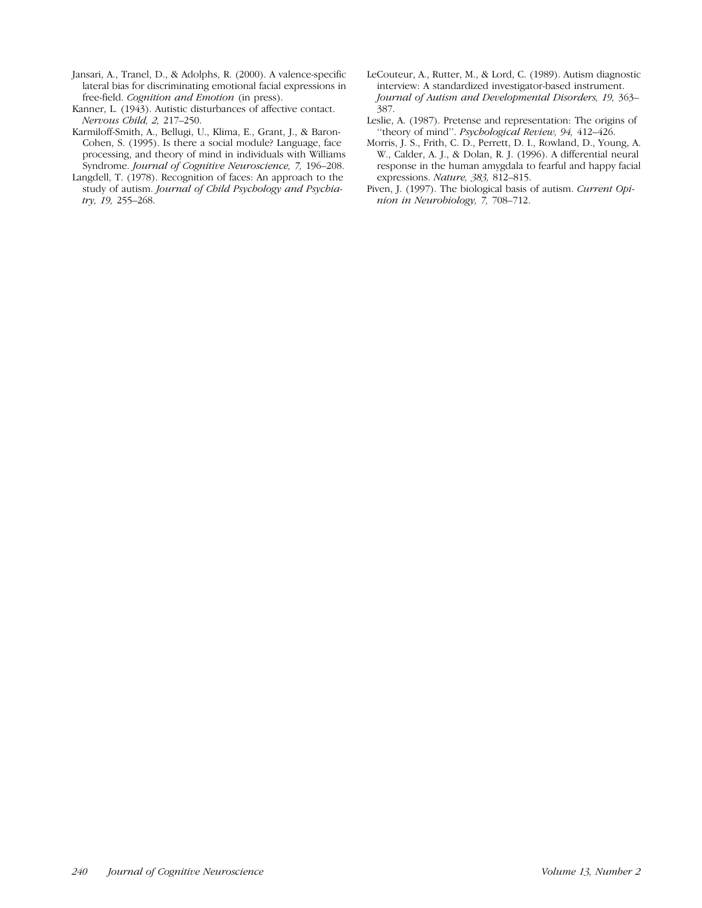Jansari, A., Tranel, D., & Adolphs, R. (2000). A valence-specific lateral bias for discriminating emotional facial expressions in free-field. *Cognition and Emotion* (in press).

Kanner, L. (1943). Autistic disturbances of affective contact. *Nervous Child, 2,* 217–250.

Karmiloff-Smith, A., Bellugi, U., Klima, E., Grant, J., & Baron-Cohen, S. (1995). Is there a social module? Language, face processing, and theory of mind in individuals with Williams Syndrome. *Journal of Cognitive Neuroscience, 7,* 196–208.

Langdell, T. (1978). Recognition of faces: An approach to the study of autism. *Journal of Child Psychology and Psychiatry, 19,* 255–268.

LeCouteur, A., Rutter, M., & Lord, C. (1989). Autism diagnostic interview: A standardized investigator-based instrument. *Journal of Autism and Developmental Disorders, 19,* 363–387.

Leslie, A. (1987). Pretense and representation: The origins of ''theory of mind''. *Psychological Review, 94,* 412–426.

Morris, J. S., Frith, C. D., Perrett, D. I., Rowland, D., Young, A. W., Calder, A. J., & Dolan, R. J. (1996). A differential neural response in the human amygdala to fearful and happy facial expressions. *Nature, 383,* 812–815.

Piven, J. (1997). The biological basis of autism. *Current Opinion in Neurobiology, 7,* 708–712.